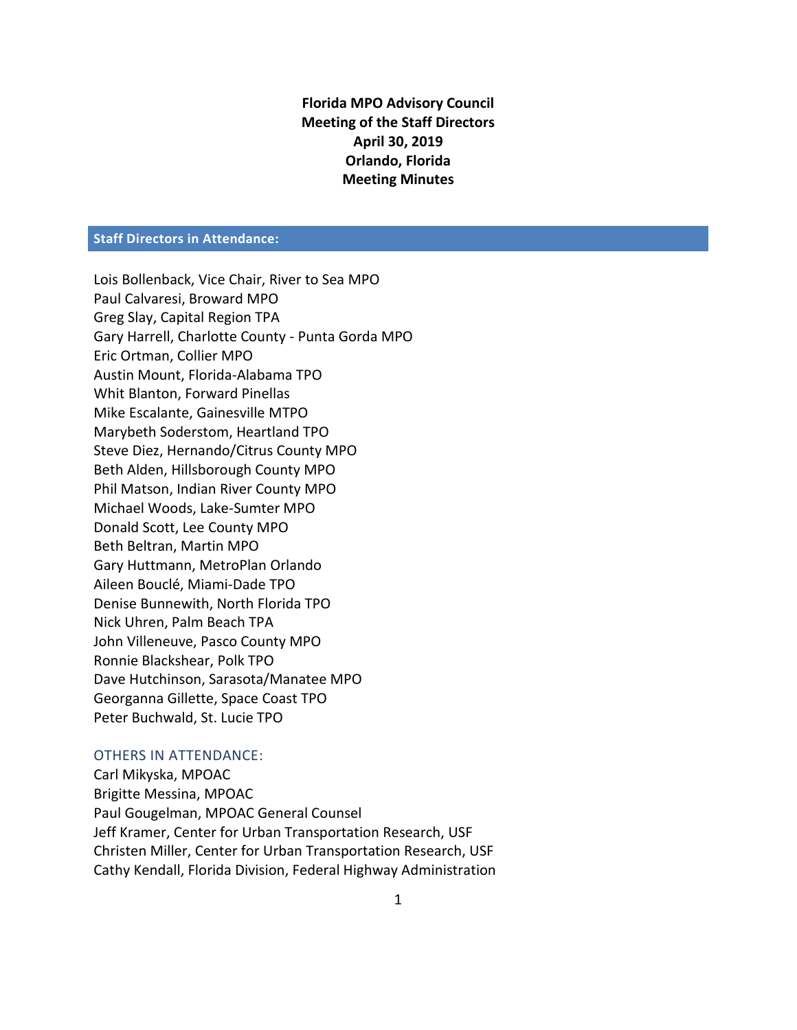# Florida MPO Advisory Council
## Meeting of the Staff Directors
## April 30, 2019
## Orlando, Florida
## Meeting Minutes

## Staff Directors in Attendance:

Lois Bollenback, Vice Chair, River to Sea MPO
Paul Calvaresi, Broward MPO
Greg Slay, Capital Region TPA
Gary Harrell, Charlotte County - Punta Gorda MPO
Eric Ortman, Collier MPO
Austin Mount, Florida-Alabama TPO
Whit Blanton, Forward Pinellas
Mike Escalante, Gainesville MTPO
Marybeth Soderstom, Heartland TPO
Steve Diez, Hernando/Citrus County MPO
Beth Alden, Hillsborough County MPO
Phil Matson, Indian River County MPO
Michael Woods, Lake-Sumter MPO
Donald Scott, Lee County MPO
Beth Beltran, Martin MPO
Gary Huttmann, MetroPlan Orlando
Aileen Bouclé, Miami-Dade TPO
Denise Bunnewith, North Florida TPO
Nick Uhren, Palm Beach TPA
John Villeneuve, Pasco County MPO
Ronnie Blackshear, Polk TPO
Dave Hutchinson, Sarasota/Manatee MPO
Georganna Gillette, Space Coast TPO
Peter Buchwald, St. Lucie TPO

### OTHERS IN ATTENDANCE:

Carl Mikyska, MPOAC
Brigitte Messina, MPOAC
Paul Gougelman, MPOAC General Counsel
Jeff Kramer, Center for Urban Transportation Research, USF
Christen Miller, Center for Urban Transportation Research, USF
Cathy Kendall, Florida Division, Federal Highway Administration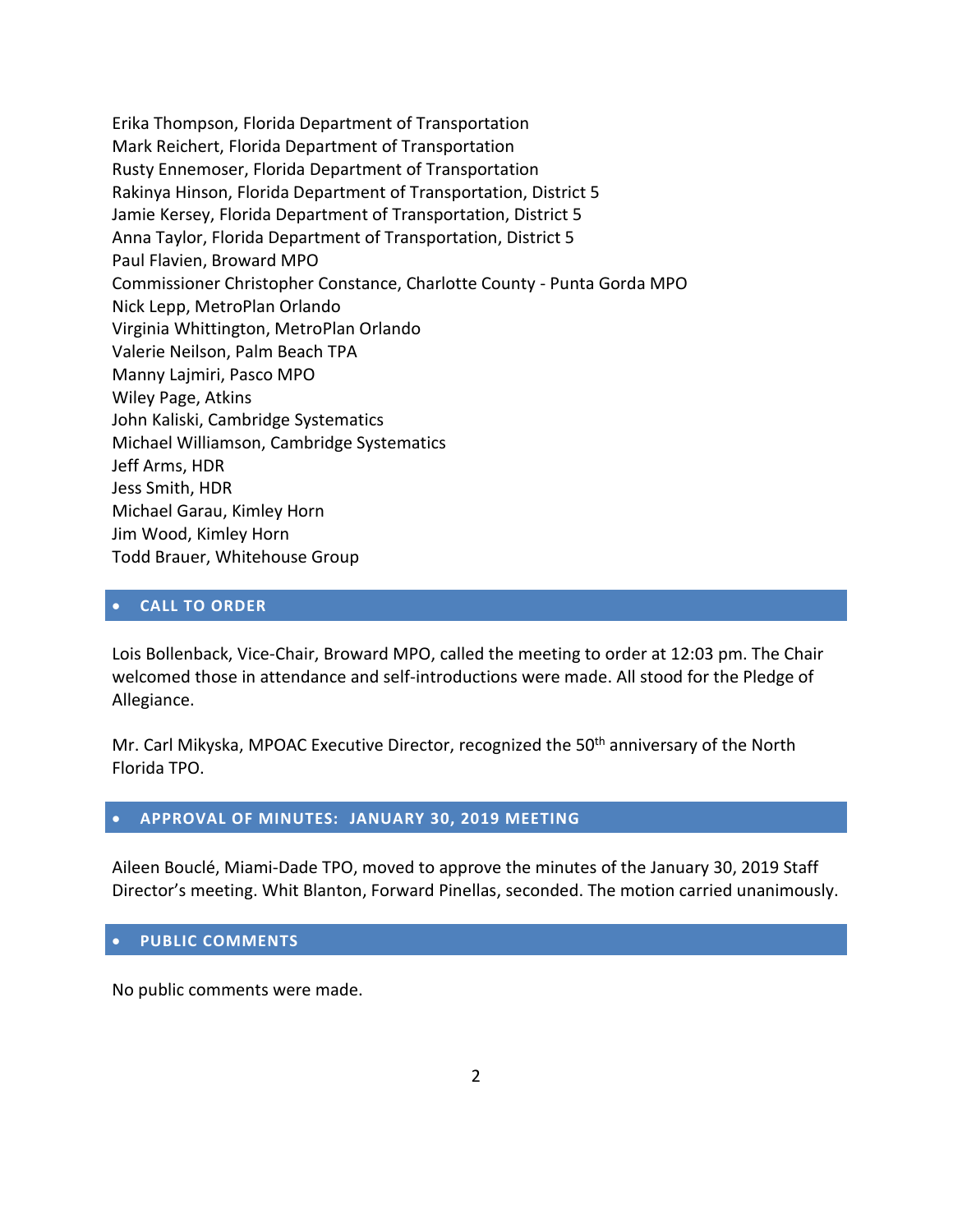Erika Thompson, Florida Department of Transportation
Mark Reichert, Florida Department of Transportation
Rusty Ennemoser, Florida Department of Transportation
Rakinya Hinson, Florida Department of Transportation, District 5
Jamie Kersey, Florida Department of Transportation, District 5
Anna Taylor, Florida Department of Transportation, District 5
Paul Flavien, Broward MPO
Commissioner Christopher Constance, Charlotte County - Punta Gorda MPO
Nick Lepp, MetroPlan Orlando
Virginia Whittington, MetroPlan Orlando
Valerie Neilson, Palm Beach TPA
Manny Lajmiri, Pasco MPO
Wiley Page, Atkins
John Kaliski, Cambridge Systematics
Michael Williamson, Cambridge Systematics
Jeff Arms, HDR
Jess Smith, HDR
Michael Garau, Kimley Horn
Jim Wood, Kimley Horn
Todd Brauer, Whitehouse Group

## CALL TO ORDER

Lois Bollenback, Vice-Chair, Broward MPO, called the meeting to order at 12:03 pm. The Chair welcomed those in attendance and self-introductions were made. All stood for the Pledge of Allegiance.

Mr. Carl Mikyska, MPOAC Executive Director, recognized the 50th anniversary of the North Florida TPO.

## APPROVAL OF MINUTES: JANUARY 30, 2019 MEETING

Aileen Bouclé, Miami-Dade TPO, moved to approve the minutes of the January 30, 2019 Staff Director's meeting. Whit Blanton, Forward Pinellas, seconded. The motion carried unanimously.

## PUBLIC COMMENTS

No public comments were made.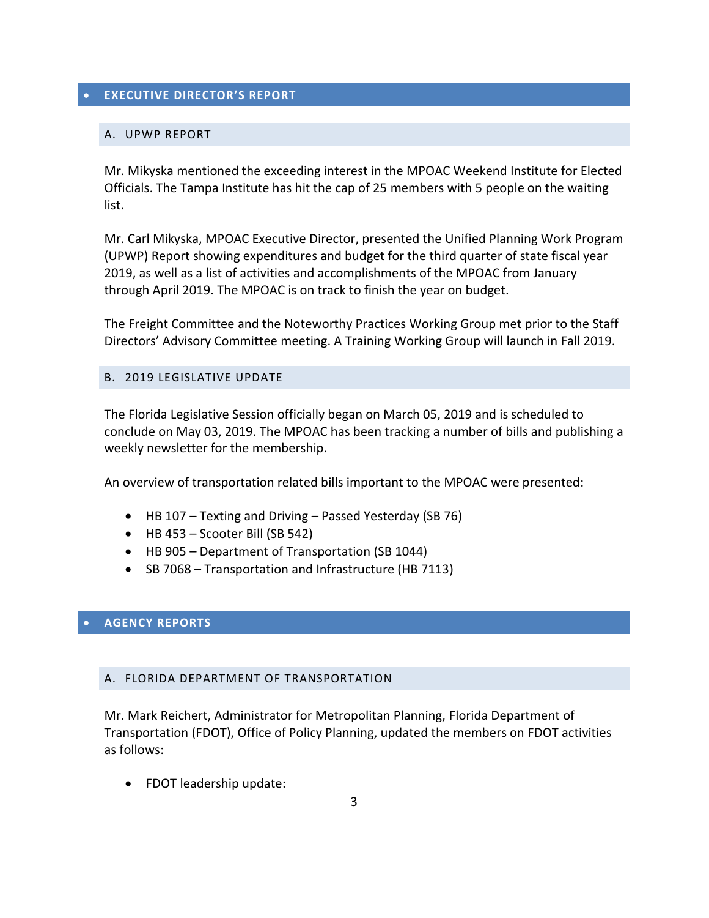## EXECUTIVE DIRECTOR'S REPORT

### A. UPWP REPORT

Mr. Mikyska mentioned the exceeding interest in the MPOAC Weekend Institute for Elected Officials. The Tampa Institute has hit the cap of 25 members with 5 people on the waiting list.

Mr. Carl Mikyska, MPOAC Executive Director, presented the Unified Planning Work Program (UPWP) Report showing expenditures and budget for the third quarter of state fiscal year 2019, as well as a list of activities and accomplishments of the MPOAC from January through April 2019. The MPOAC is on track to finish the year on budget.

The Freight Committee and the Noteworthy Practices Working Group met prior to the Staff Directors' Advisory Committee meeting. A Training Working Group will launch in Fall 2019.

### B. 2019 LEGISLATIVE UPDATE

The Florida Legislative Session officially began on March 05, 2019 and is scheduled to conclude on May 03, 2019. The MPOAC has been tracking a number of bills and publishing a weekly newsletter for the membership.

An overview of transportation related bills important to the MPOAC were presented:

- HB 107 – Texting and Driving – Passed Yesterday (SB 76)
- HB 453 – Scooter Bill (SB 542)
- HB 905 – Department of Transportation (SB 1044)
- SB 7068 – Transportation and Infrastructure (HB 7113)

## AGENCY REPORTS

### A. FLORIDA DEPARTMENT OF TRANSPORTATION

Mr. Mark Reichert, Administrator for Metropolitan Planning, Florida Department of Transportation (FDOT), Office of Policy Planning, updated the members on FDOT activities as follows:

- FDOT leadership update: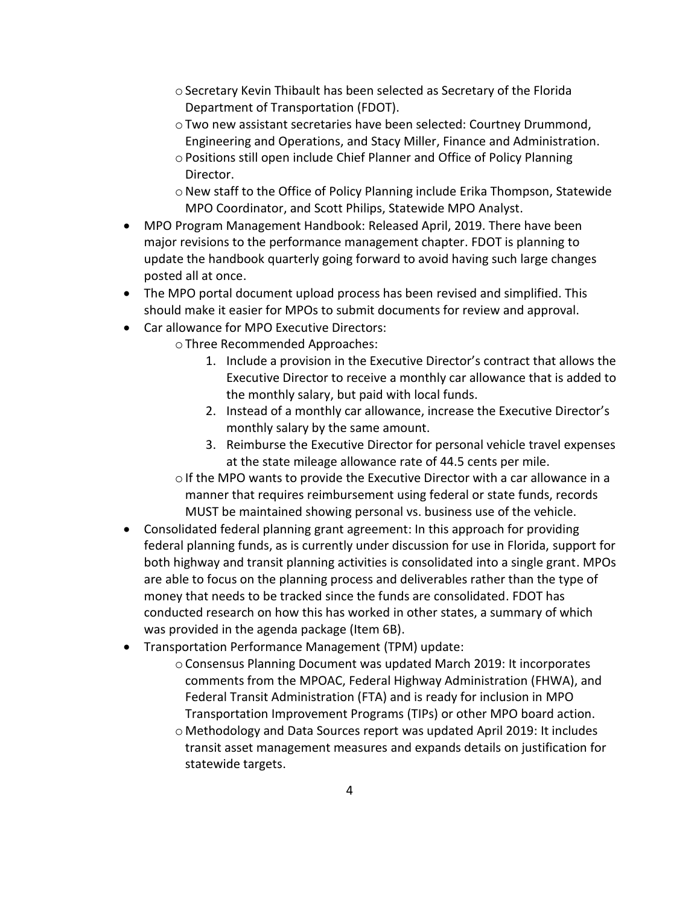- Secretary Kevin Thibault has been selected as Secretary of the Florida Department of Transportation (FDOT).
    - Two new assistant secretaries have been selected: Courtney Drummond, Engineering and Operations, and Stacy Miller, Finance and Administration.
    - Positions still open include Chief Planner and Office of Policy Planning Director.
    - New staff to the Office of Policy Planning include Erika Thompson, Statewide MPO Coordinator, and Scott Philips, Statewide MPO Analyst.
- MPO Program Management Handbook: Released April, 2019. There have been major revisions to the performance management chapter. FDOT is planning to update the handbook quarterly going forward to avoid having such large changes posted all at once.
- The MPO portal document upload process has been revised and simplified. This should make it easier for MPOs to submit documents for review and approval.
- Car allowance for MPO Executive Directors:
    - Three Recommended Approaches:
        1. Include a provision in the Executive Director's contract that allows the Executive Director to receive a monthly car allowance that is added to the monthly salary, but paid with local funds.
        2. Instead of a monthly car allowance, increase the Executive Director's monthly salary by the same amount.
        3. Reimburse the Executive Director for personal vehicle travel expenses at the state mileage allowance rate of 44.5 cents per mile.
    - If the MPO wants to provide the Executive Director with a car allowance in a manner that requires reimbursement using federal or state funds, records MUST be maintained showing personal vs. business use of the vehicle.
- Consolidated federal planning grant agreement: In this approach for providing federal planning funds, as is currently under discussion for use in Florida, support for both highway and transit planning activities is consolidated into a single grant. MPOs are able to focus on the planning process and deliverables rather than the type of money that needs to be tracked since the funds are consolidated. FDOT has conducted research on how this has worked in other states, a summary of which was provided in the agenda package (Item 6B).
- Transportation Performance Management (TPM) update:
    - Consensus Planning Document was updated March 2019: It incorporates comments from the MPOAC, Federal Highway Administration (FHWA), and Federal Transit Administration (FTA) and is ready for inclusion in MPO Transportation Improvement Programs (TIPs) or other MPO board action.
    - Methodology and Data Sources report was updated April 2019: It includes transit asset management measures and expands details on justification for statewide targets.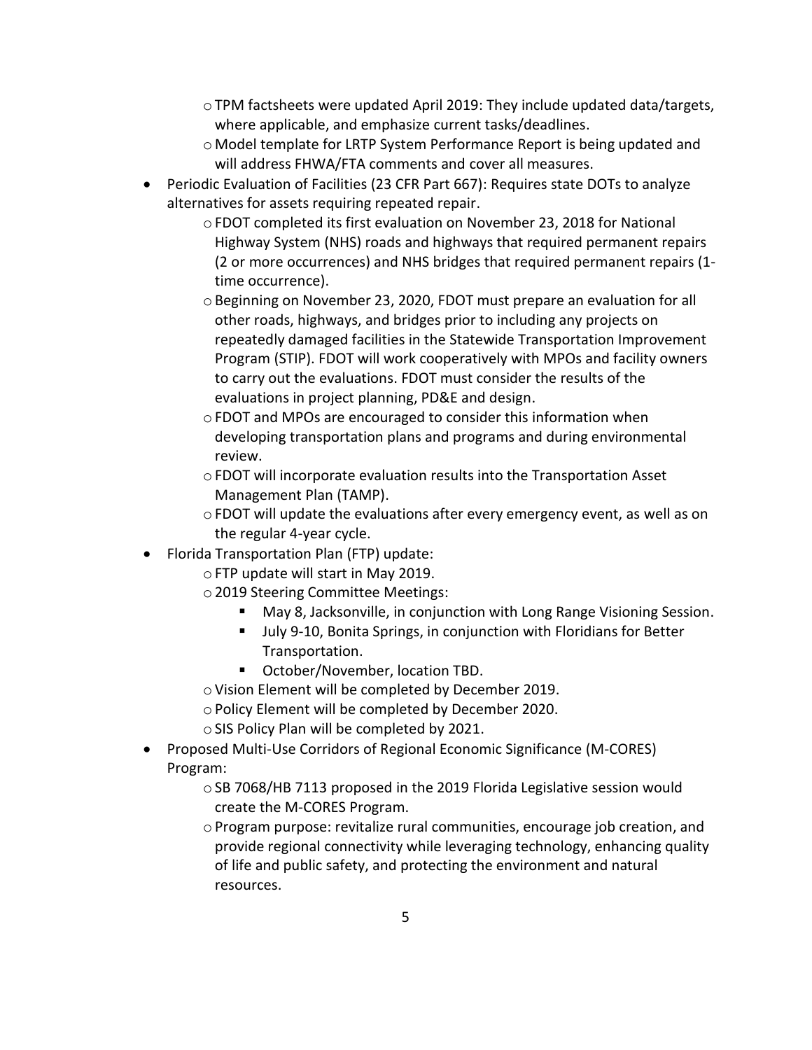- TPM factsheets were updated April 2019: They include updated data/targets, where applicable, and emphasize current tasks/deadlines.
  - Model template for LRTP System Performance Report is being updated and will address FHWA/FTA comments and cover all measures.
- Periodic Evaluation of Facilities (23 CFR Part 667): Requires state DOTs to analyze alternatives for assets requiring repeated repair.
  - FDOT completed its first evaluation on November 23, 2018 for National Highway System (NHS) roads and highways that required permanent repairs (2 or more occurrences) and NHS bridges that required permanent repairs (1-time occurrence).
  - Beginning on November 23, 2020, FDOT must prepare an evaluation for all other roads, highways, and bridges prior to including any projects on repeatedly damaged facilities in the Statewide Transportation Improvement Program (STIP). FDOT will work cooperatively with MPOs and facility owners to carry out the evaluations. FDOT must consider the results of the evaluations in project planning, PD&E and design.
  - FDOT and MPOs are encouraged to consider this information when developing transportation plans and programs and during environmental review.
  - FDOT will incorporate evaluation results into the Transportation Asset Management Plan (TAMP).
  - FDOT will update the evaluations after every emergency event, as well as on the regular 4-year cycle.
- Florida Transportation Plan (FTP) update:
  - FTP update will start in May 2019.
  - 2019 Steering Committee Meetings:
    - May 8, Jacksonville, in conjunction with Long Range Visioning Session.
    - July 9-10, Bonita Springs, in conjunction with Floridians for Better Transportation.
    - October/November, location TBD.
  - Vision Element will be completed by December 2019.
  - Policy Element will be completed by December 2020.
  - SIS Policy Plan will be completed by 2021.
- Proposed Multi-Use Corridors of Regional Economic Significance (M-CORES) Program:
  - SB 7068/HB 7113 proposed in the 2019 Florida Legislative session would create the M-CORES Program.
  - Program purpose: revitalize rural communities, encourage job creation, and provide regional connectivity while leveraging technology, enhancing quality of life and public safety, and protecting the environment and natural resources.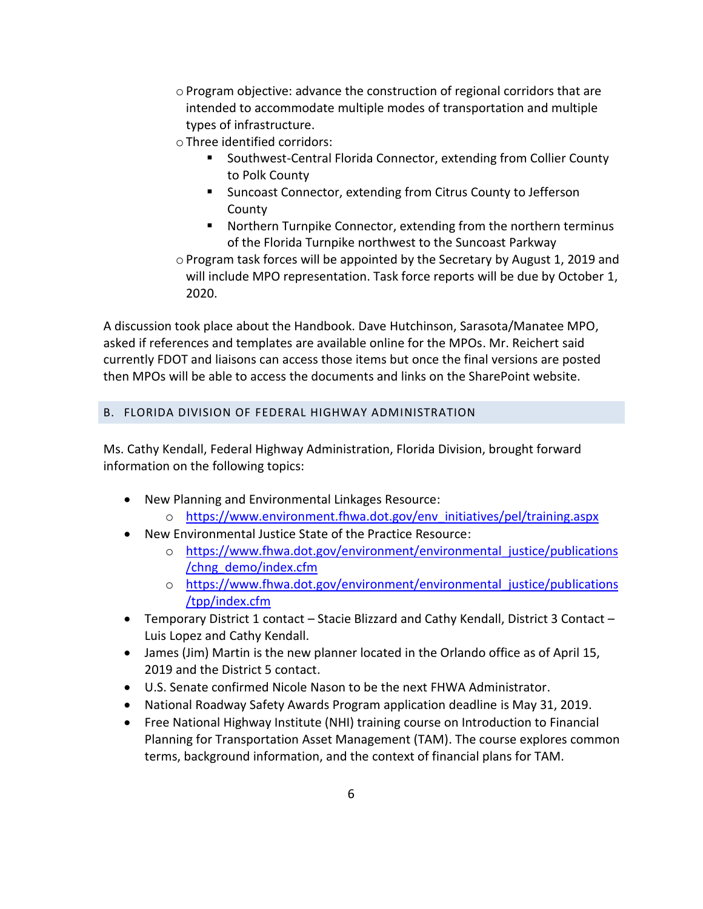- Program objective: advance the construction of regional corridors that are intended to accommodate multiple modes of transportation and multiple types of infrastructure.
  - Three identified corridors:
    - Southwest-Central Florida Connector, extending from Collier County to Polk County
    - Suncoast Connector, extending from Citrus County to Jefferson County
    - Northern Turnpike Connector, extending from the northern terminus of the Florida Turnpike northwest to the Suncoast Parkway
  - Program task forces will be appointed by the Secretary by August 1, 2019 and will include MPO representation. Task force reports will be due by October 1, 2020.

A discussion took place about the Handbook. Dave Hutchinson, Sarasota/Manatee MPO, asked if references and templates are available online for the MPOs. Mr. Reichert said currently FDOT and liaisons can access those items but once the final versions are posted then MPOs will be able to access the documents and links on the SharePoint website.

## B. FLORIDA DIVISION OF FEDERAL HIGHWAY ADMINISTRATION

Ms. Cathy Kendall, Federal Highway Administration, Florida Division, brought forward information on the following topics:

- New Planning and Environmental Linkages Resource:
  - https://www.environment.fhwa.dot.gov/env_initiatives/pel/training.aspx
- New Environmental Justice State of the Practice Resource:
  - https://www.fhwa.dot.gov/environment/environmental_justice/publications/chng_demo/index.cfm
  - https://www.fhwa.dot.gov/environment/environmental_justice/publications/tpp/index.cfm
- Temporary District 1 contact – Stacie Blizzard and Cathy Kendall, District 3 Contact – Luis Lopez and Cathy Kendall.
- James (Jim) Martin is the new planner located in the Orlando office as of April 15, 2019 and the District 5 contact.
- U.S. Senate confirmed Nicole Nason to be the next FHWA Administrator.
- National Roadway Safety Awards Program application deadline is May 31, 2019.
- Free National Highway Institute (NHI) training course on Introduction to Financial Planning for Transportation Asset Management (TAM). The course explores common terms, background information, and the context of financial plans for TAM.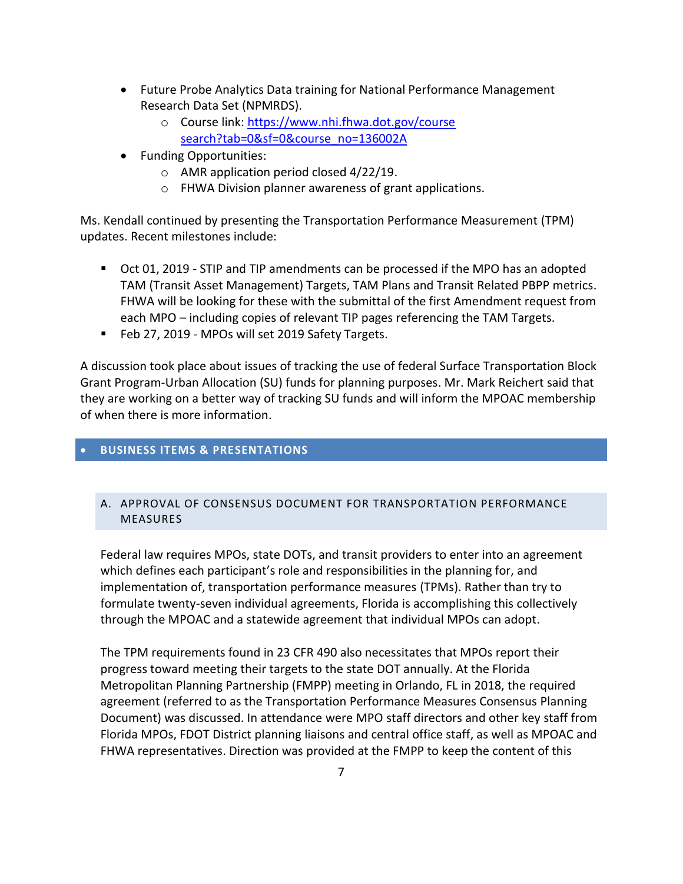- Future Probe Analytics Data training for National Performance Management Research Data Set (NPMRDS).
    - Course link: [https://www.nhi.fhwa.dot.gov/course search?tab=0&sf=0&course_no=136002A](https://www.nhi.fhwa.dot.gov/course-search?tab=0&sf=0&course_no=136002A)
- Funding Opportunities:
    - AMR application period closed 4/22/19.
    - FHWA Division planner awareness of grant applications.

Ms. Kendall continued by presenting the Transportation Performance Measurement (TPM) updates. Recent milestones include:

- Oct 01, 2019 - STIP and TIP amendments can be processed if the MPO has an adopted TAM (Transit Asset Management) Targets, TAM Plans and Transit Related PBPP metrics. FHWA will be looking for these with the submittal of the first Amendment request from each MPO – including copies of relevant TIP pages referencing the TAM Targets.
- Feb 27, 2019 - MPOs will set 2019 Safety Targets.

A discussion took place about issues of tracking the use of federal Surface Transportation Block Grant Program-Urban Allocation (SU) funds for planning purposes. Mr. Mark Reichert said that they are working on a better way of tracking SU funds and will inform the MPOAC membership of when there is more information.

## BUSINESS ITEMS & PRESENTATIONS

### A. APPROVAL OF CONSENSUS DOCUMENT FOR TRANSPORTATION PERFORMANCE MEASURES

Federal law requires MPOs, state DOTs, and transit providers to enter into an agreement which defines each participant's role and responsibilities in the planning for, and implementation of, transportation performance measures (TPMs). Rather than try to formulate twenty-seven individual agreements, Florida is accomplishing this collectively through the MPOAC and a statewide agreement that individual MPOs can adopt.

The TPM requirements found in 23 CFR 490 also necessitates that MPOs report their progress toward meeting their targets to the state DOT annually. At the Florida Metropolitan Planning Partnership (FMPP) meeting in Orlando, FL in 2018, the required agreement (referred to as the Transportation Performance Measures Consensus Planning Document) was discussed. In attendance were MPO staff directors and other key staff from Florida MPOs, FDOT District planning liaisons and central office staff, as well as MPOAC and FHWA representatives. Direction was provided at the FMPP to keep the content of this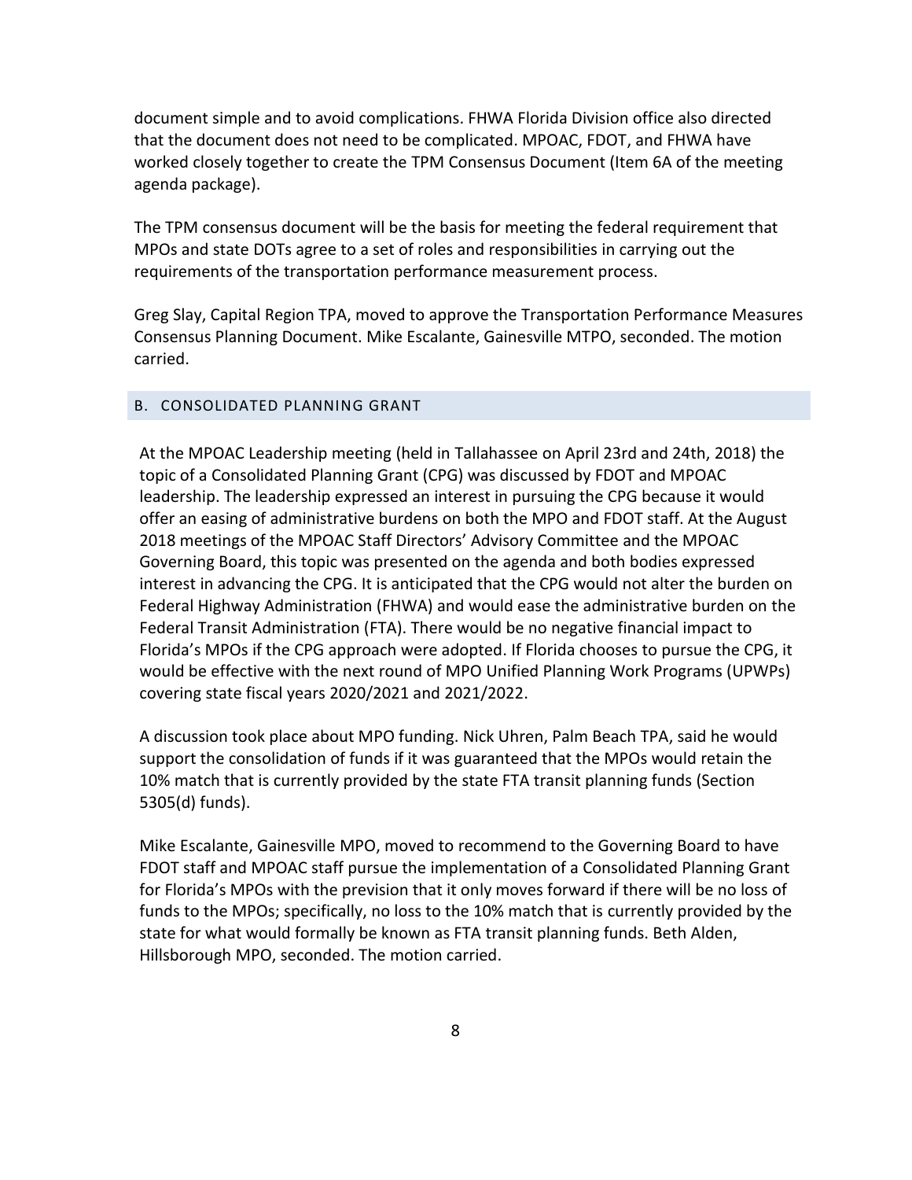document simple and to avoid complications. FHWA Florida Division office also directed that the document does not need to be complicated. MPOAC, FDOT, and FHWA have worked closely together to create the TPM Consensus Document (Item 6A of the meeting agenda package).

The TPM consensus document will be the basis for meeting the federal requirement that MPOs and state DOTs agree to a set of roles and responsibilities in carrying out the requirements of the transportation performance measurement process.

Greg Slay, Capital Region TPA, moved to approve the Transportation Performance Measures Consensus Planning Document. Mike Escalante, Gainesville MTPO, seconded. The motion carried.

### B. CONSOLIDATED PLANNING GRANT

At the MPOAC Leadership meeting (held in Tallahassee on April 23rd and 24th, 2018) the topic of a Consolidated Planning Grant (CPG) was discussed by FDOT and MPOAC leadership. The leadership expressed an interest in pursuing the CPG because it would offer an easing of administrative burdens on both the MPO and FDOT staff. At the August 2018 meetings of the MPOAC Staff Directors' Advisory Committee and the MPOAC Governing Board, this topic was presented on the agenda and both bodies expressed interest in advancing the CPG. It is anticipated that the CPG would not alter the burden on Federal Highway Administration (FHWA) and would ease the administrative burden on the Federal Transit Administration (FTA). There would be no negative financial impact to Florida's MPOs if the CPG approach were adopted. If Florida chooses to pursue the CPG, it would be effective with the next round of MPO Unified Planning Work Programs (UPWPs) covering state fiscal years 2020/2021 and 2021/2022.

A discussion took place about MPO funding. Nick Uhren, Palm Beach TPA, said he would support the consolidation of funds if it was guaranteed that the MPOs would retain the 10% match that is currently provided by the state FTA transit planning funds (Section 5305(d) funds).

Mike Escalante, Gainesville MPO, moved to recommend to the Governing Board to have FDOT staff and MPOAC staff pursue the implementation of a Consolidated Planning Grant for Florida's MPOs with the prevision that it only moves forward if there will be no loss of funds to the MPOs; specifically, no loss to the 10% match that is currently provided by the state for what would formally be known as FTA transit planning funds. Beth Alden, Hillsborough MPO, seconded. The motion carried.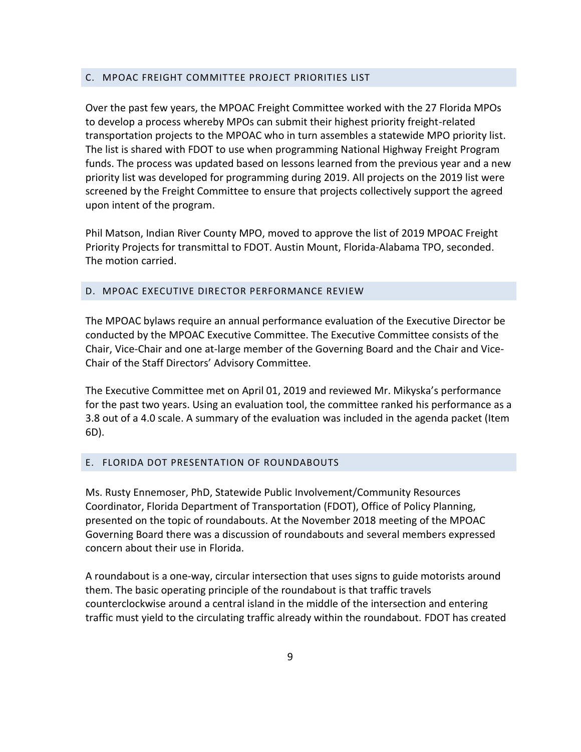### C. MPOAC FREIGHT COMMITTEE PROJECT PRIORITIES LIST

Over the past few years, the MPOAC Freight Committee worked with the 27 Florida MPOs to develop a process whereby MPOs can submit their highest priority freight-related transportation projects to the MPOAC who in turn assembles a statewide MPO priority list. The list is shared with FDOT to use when programming National Highway Freight Program funds. The process was updated based on lessons learned from the previous year and a new priority list was developed for programming during 2019. All projects on the 2019 list were screened by the Freight Committee to ensure that projects collectively support the agreed upon intent of the program.

Phil Matson, Indian River County MPO, moved to approve the list of 2019 MPOAC Freight Priority Projects for transmittal to FDOT. Austin Mount, Florida-Alabama TPO, seconded. The motion carried.

### D. MPOAC EXECUTIVE DIRECTOR PERFORMANCE REVIEW

The MPOAC bylaws require an annual performance evaluation of the Executive Director be conducted by the MPOAC Executive Committee. The Executive Committee consists of the Chair, Vice-Chair and one at-large member of the Governing Board and the Chair and Vice-Chair of the Staff Directors' Advisory Committee.

The Executive Committee met on April 01, 2019 and reviewed Mr. Mikyska's performance for the past two years. Using an evaluation tool, the committee ranked his performance as a 3.8 out of a 4.0 scale. A summary of the evaluation was included in the agenda packet (Item 6D).

### E. FLORIDA DOT PRESENTATION OF ROUNDABOUTS

Ms. Rusty Ennemoser, PhD, Statewide Public Involvement/Community Resources Coordinator, Florida Department of Transportation (FDOT), Office of Policy Planning, presented on the topic of roundabouts. At the November 2018 meeting of the MPOAC Governing Board there was a discussion of roundabouts and several members expressed concern about their use in Florida.

A roundabout is a one-way, circular intersection that uses signs to guide motorists around them. The basic operating principle of the roundabout is that traffic travels counterclockwise around a central island in the middle of the intersection and entering traffic must yield to the circulating traffic already within the roundabout. FDOT has created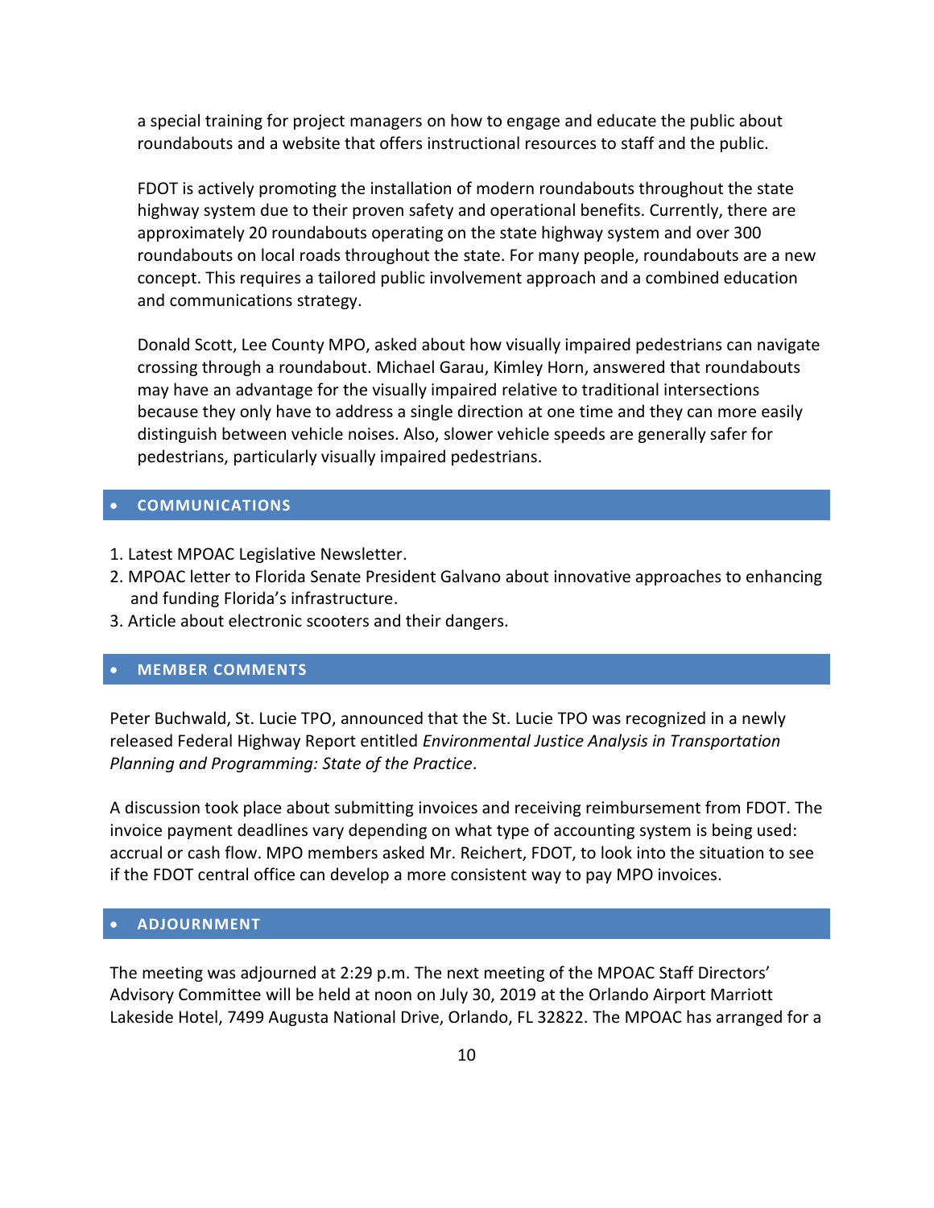a special training for project managers on how to engage and educate the public about roundabouts and a website that offers instructional resources to staff and the public.

FDOT is actively promoting the installation of modern roundabouts throughout the state highway system due to their proven safety and operational benefits. Currently, there are approximately 20 roundabouts operating on the state highway system and over 300 roundabouts on local roads throughout the state. For many people, roundabouts are a new concept. This requires a tailored public involvement approach and a combined education and communications strategy.

Donald Scott, Lee County MPO, asked about how visually impaired pedestrians can navigate crossing through a roundabout. Michael Garau, Kimley Horn, answered that roundabouts may have an advantage for the visually impaired relative to traditional intersections because they only have to address a single direction at one time and they can more easily distinguish between vehicle noises. Also, slower vehicle speeds are generally safer for pedestrians, particularly visually impaired pedestrians.

## COMMUNICATIONS

1. Latest MPOAC Legislative Newsletter.
2. MPOAC letter to Florida Senate President Galvano about innovative approaches to enhancing and funding Florida's infrastructure.
3. Article about electronic scooters and their dangers.

## MEMBER COMMENTS

Peter Buchwald, St. Lucie TPO, announced that the St. Lucie TPO was recognized in a newly released Federal Highway Report entitled *Environmental Justice Analysis in Transportation Planning and Programming: State of the Practice*.

A discussion took place about submitting invoices and receiving reimbursement from FDOT. The invoice payment deadlines vary depending on what type of accounting system is being used: accrual or cash flow. MPO members asked Mr. Reichert, FDOT, to look into the situation to see if the FDOT central office can develop a more consistent way to pay MPO invoices.

## ADJOURNMENT

The meeting was adjourned at 2:29 p.m. The next meeting of the MPOAC Staff Directors' Advisory Committee will be held at noon on July 30, 2019 at the Orlando Airport Marriott Lakeside Hotel, 7499 Augusta National Drive, Orlando, FL 32822. The MPOAC has arranged for a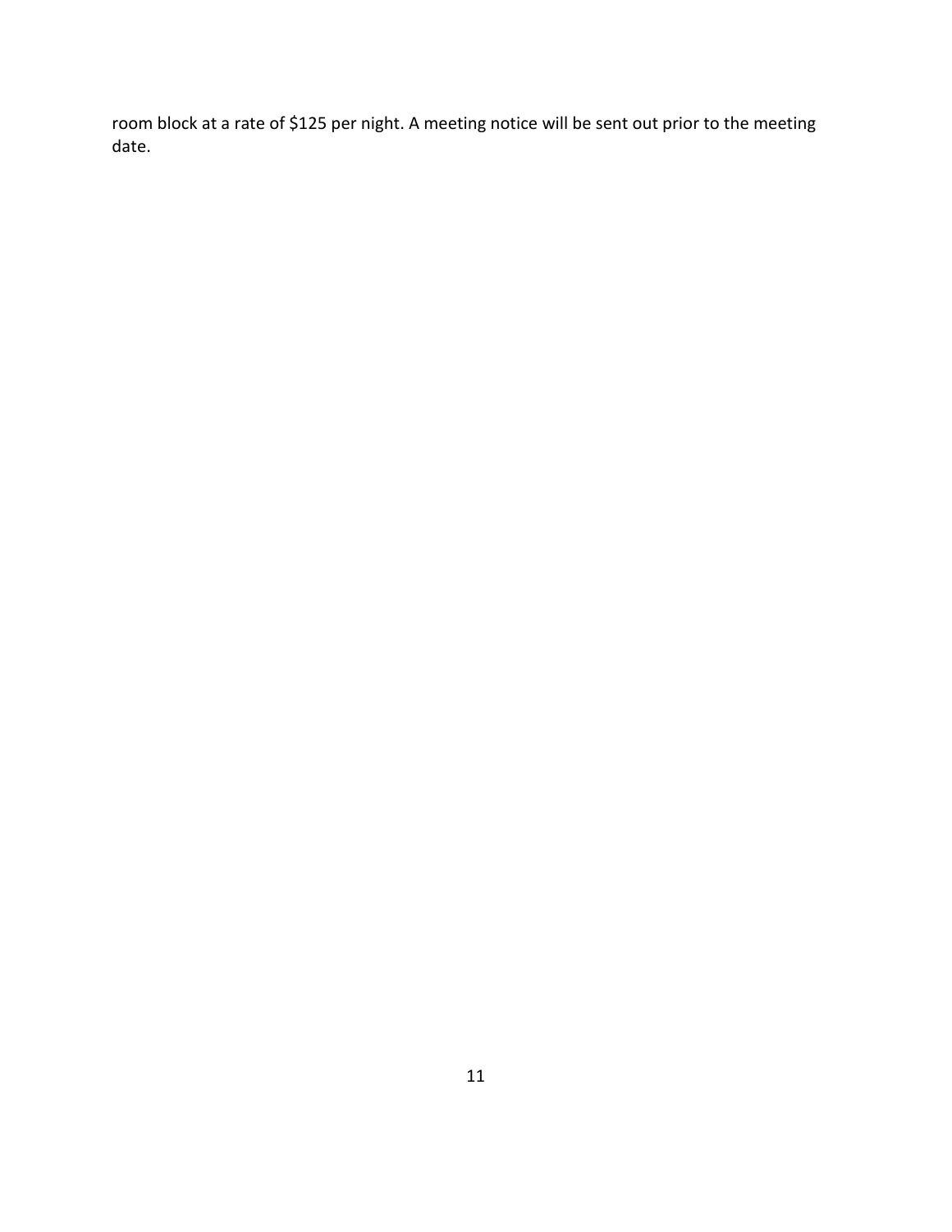room block at a rate of $125 per night. A meeting notice will be sent out prior to the meeting date.